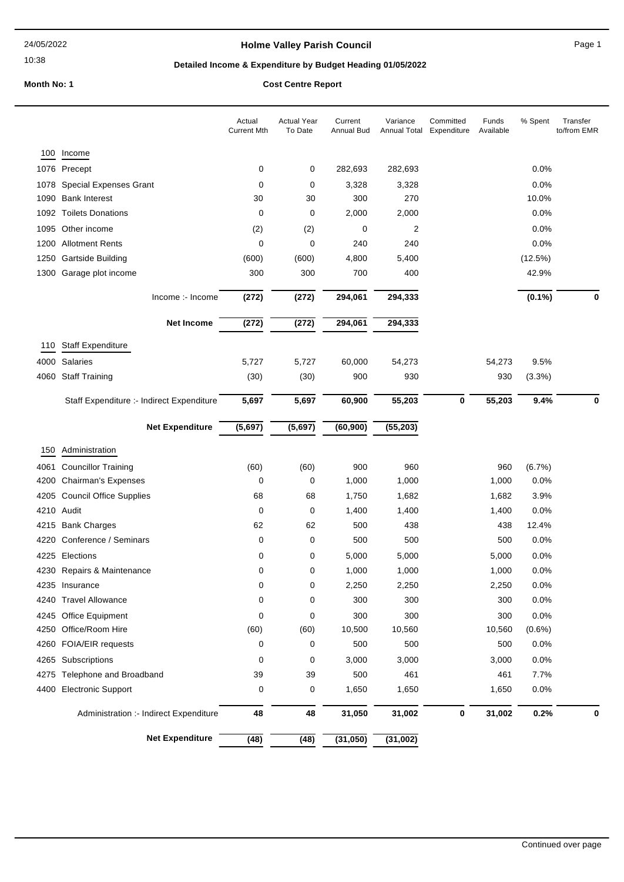24/05/2022
10:38

# Holme Valley Parish Council

## Detailed Income & Expenditure by Budget Heading 01/05/2022

**Month No: 1** **Cost Centre Report**

| | | Actual Current Mth | Actual Year To Date | Current Annual Bud | Variance Annual Total | Committed Expenditure | Funds Available | % Spent | Transfer to/from EMR |
|---|---|---|---|---|---|---|---|---|---|
| 100 | Income | | | | | | | | |
| 1076 | Precept | 0 | 0 | 282,693 | 282,693 | | | 0.0% | |
| 1078 | Special Expenses Grant | 0 | 0 | 3,328 | 3,328 | | | 0.0% | |
| 1090 | Bank Interest | 30 | 30 | 300 | 270 | | | 10.0% | |
| 1092 | Toilets Donations | 0 | 0 | 2,000 | 2,000 | | | 0.0% | |
| 1095 | Other income | (2) | (2) | 0 | 2 | | | 0.0% | |
| 1200 | Allotment Rents | 0 | 0 | 240 | 240 | | | 0.0% | |
| 1250 | Gartside Building | (600) | (600) | 4,800 | 5,400 | | | (12.5%) | |
| 1300 | Garage plot income | 300 | 300 | 700 | 400 | | | 42.9% | |
| | Income :- Income | **(272)** | **(272)** | **294,061** | **294,333** | | | **(0.1%)** | **0** |
| | **Net Income** | **(272)** | **(272)** | **294,061** | **294,333** | | | | |
| 110 | Staff Expenditure | | | | | | | | |
| 4000 | Salaries | 5,727 | 5,727 | 60,000 | 54,273 | | 54,273 | 9.5% | |
| 4060 | Staff Training | (30) | (30) | 900 | 930 | | 930 | (3.3%) | |
| | Staff Expenditure :- Indirect Expenditure | **5,697** | **5,697** | **60,900** | **55,203** | **0** | **55,203** | **9.4%** | **0** |
| | **Net Expenditure** | **(5,697)** | **(5,697)** | **(60,900)** | **(55,203)** | | | | |
| 150 | Administration | | | | | | | | |
| 4061 | Councillor Training | (60) | (60) | 900 | 960 | | 960 | (6.7%) | |
| 4200 | Chairman's Expenses | 0 | 0 | 1,000 | 1,000 | | 1,000 | 0.0% | |
| 4205 | Council Office Supplies | 68 | 68 | 1,750 | 1,682 | | 1,682 | 3.9% | |
| 4210 | Audit | 0 | 0 | 1,400 | 1,400 | | 1,400 | 0.0% | |
| 4215 | Bank Charges | 62 | 62 | 500 | 438 | | 438 | 12.4% | |
| 4220 | Conference / Seminars | 0 | 0 | 500 | 500 | | 500 | 0.0% | |
| 4225 | Elections | 0 | 0 | 5,000 | 5,000 | | 5,000 | 0.0% | |
| 4230 | Repairs & Maintenance | 0 | 0 | 1,000 | 1,000 | | 1,000 | 0.0% | |
| 4235 | Insurance | 0 | 0 | 2,250 | 2,250 | | 2,250 | 0.0% | |
| 4240 | Travel Allowance | 0 | 0 | 300 | 300 | | 300 | 0.0% | |
| 4245 | Office Equipment | 0 | 0 | 300 | 300 | | 300 | 0.0% | |
| 4250 | Office/Room Hire | (60) | (60) | 10,500 | 10,560 | | 10,560 | (0.6%) | |
| 4260 | FOIA/EIR requests | 0 | 0 | 500 | 500 | | 500 | 0.0% | |
| 4265 | Subscriptions | 0 | 0 | 3,000 | 3,000 | | 3,000 | 0.0% | |
| 4275 | Telephone and Broadband | 39 | 39 | 500 | 461 | | 461 | 7.7% | |
| 4400 | Electronic Support | 0 | 0 | 1,650 | 1,650 | | 1,650 | 0.0% | |
| | Administration :- Indirect Expenditure | **48** | **48** | **31,050** | **31,002** | **0** | **31,002** | **0.2%** | **0** |
| | **Net Expenditure** | **(48)** | **(48)** | **(31,050)** | **(31,002)** | | | | |

Continued over page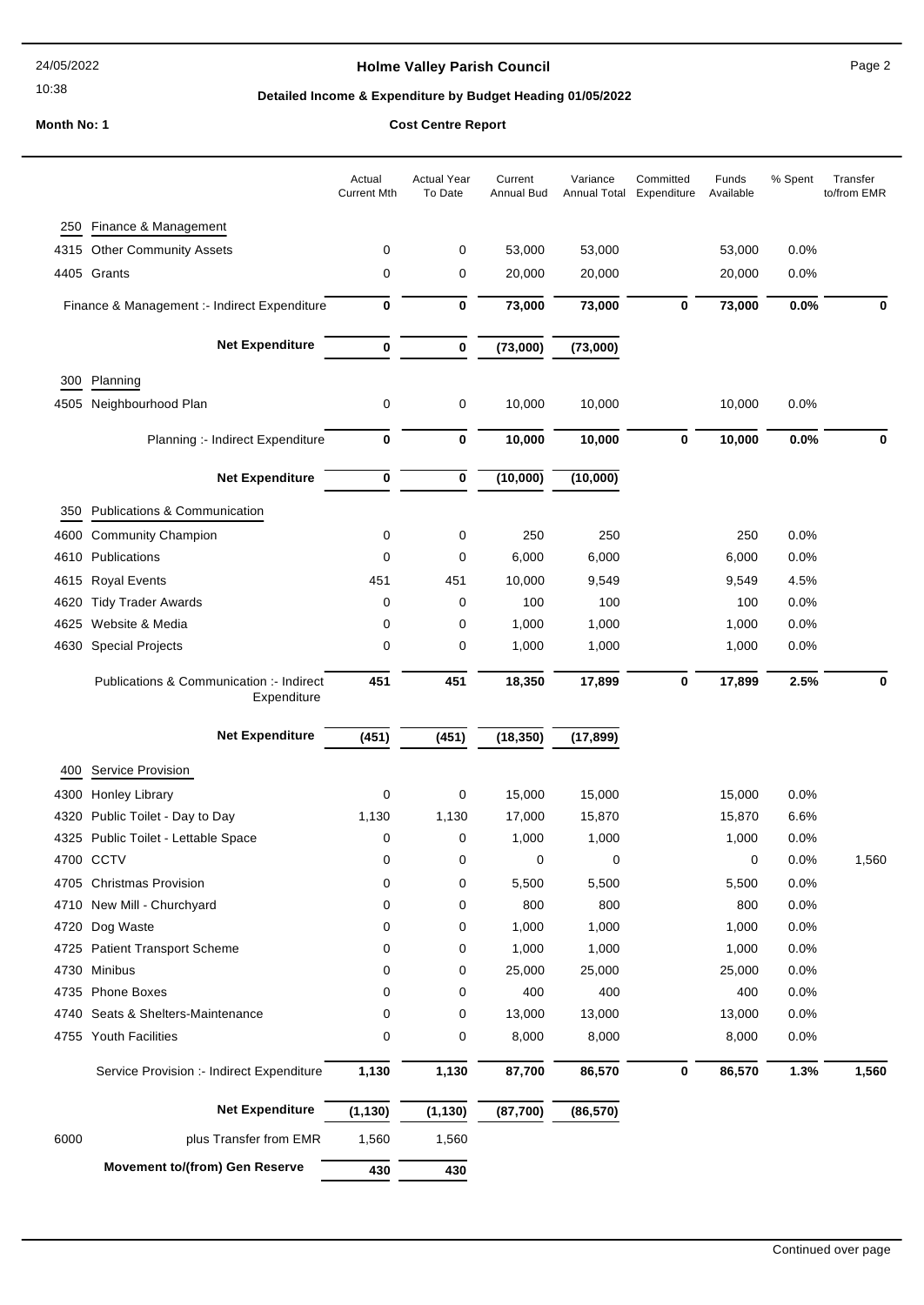24/05/2022
10:38

## Holme Valley Parish Council

### Detailed Income & Expenditure by Budget Heading 01/05/2022

**Month No: 1** **Cost Centre Report**

| | | Actual Current Mth | Actual Year To Date | Current Annual Bud | Variance Annual Total | Committed Expenditure | Funds Available | % Spent | Transfer to/from EMR |
|---|---|---|---|---|---|---|---|---|---|
| 250 | Finance & Management | | | | | | | | |
| 4315 | Other Community Assets | 0 | 0 | 53,000 | 53,000 | | 53,000 | 0.0% | |
| 4405 | Grants | 0 | 0 | 20,000 | 20,000 | | 20,000 | 0.0% | |
| | **Finance & Management :- Indirect Expenditure** | **0** | **0** | **73,000** | **73,000** | **0** | **73,000** | **0.0%** | **0** |
| | **Net Expenditure** | **0** | **0** | **(73,000)** | **(73,000)** | | | | |
| 300 | Planning | | | | | | | | |
| 4505 | Neighbourhood Plan | 0 | 0 | 10,000 | 10,000 | | 10,000 | 0.0% | |
| | **Planning :- Indirect Expenditure** | **0** | **0** | **10,000** | **10,000** | **0** | **10,000** | **0.0%** | **0** |
| | **Net Expenditure** | **0** | **0** | **(10,000)** | **(10,000)** | | | | |
| 350 | Publications & Communication | | | | | | | | |
| 4600 | Community Champion | 0 | 0 | 250 | 250 | | 250 | 0.0% | |
| 4610 | Publications | 0 | 0 | 6,000 | 6,000 | | 6,000 | 0.0% | |
| 4615 | Royal Events | 451 | 451 | 10,000 | 9,549 | | 9,549 | 4.5% | |
| 4620 | Tidy Trader Awards | 0 | 0 | 100 | 100 | | 100 | 0.0% | |
| 4625 | Website & Media | 0 | 0 | 1,000 | 1,000 | | 1,000 | 0.0% | |
| 4630 | Special Projects | 0 | 0 | 1,000 | 1,000 | | 1,000 | 0.0% | |
| | **Publications & Communication :- Indirect Expenditure** | **451** | **451** | **18,350** | **17,899** | **0** | **17,899** | **2.5%** | **0** |
| | **Net Expenditure** | **(451)** | **(451)** | **(18,350)** | **(17,899)** | | | | |
| 400 | Service Provision | | | | | | | | |
| 4300 | Honley Library | 0 | 0 | 15,000 | 15,000 | | 15,000 | 0.0% | |
| 4320 | Public Toilet - Day to Day | 1,130 | 1,130 | 17,000 | 15,870 | | 15,870 | 6.6% | |
| 4325 | Public Toilet - Lettable Space | 0 | 0 | 1,000 | 1,000 | | 1,000 | 0.0% | |
| 4700 | CCTV | 0 | 0 | 0 | 0 | | 0 | 0.0% | 1,560 |
| 4705 | Christmas Provision | 0 | 0 | 5,500 | 5,500 | | 5,500 | 0.0% | |
| 4710 | New Mill - Churchyard | 0 | 0 | 800 | 800 | | 800 | 0.0% | |
| 4720 | Dog Waste | 0 | 0 | 1,000 | 1,000 | | 1,000 | 0.0% | |
| 4725 | Patient Transport Scheme | 0 | 0 | 1,000 | 1,000 | | 1,000 | 0.0% | |
| 4730 | Minibus | 0 | 0 | 25,000 | 25,000 | | 25,000 | 0.0% | |
| 4735 | Phone Boxes | 0 | 0 | 400 | 400 | | 400 | 0.0% | |
| 4740 | Seats & Shelters-Maintenance | 0 | 0 | 13,000 | 13,000 | | 13,000 | 0.0% | |
| 4755 | Youth Facilities | 0 | 0 | 8,000 | 8,000 | | 8,000 | 0.0% | |
| | **Service Provision :- Indirect Expenditure** | **1,130** | **1,130** | **87,700** | **86,570** | **0** | **86,570** | **1.3%** | **1,560** |
| | **Net Expenditure** | **(1,130)** | **(1,130)** | **(87,700)** | **(86,570)** | | | | |
| 6000 | plus Transfer from EMR | 1,560 | 1,560 | | | | | | |
| | **Movement to/(from) Gen Reserve** | **430** | **430** | | | | | | |

Continued over page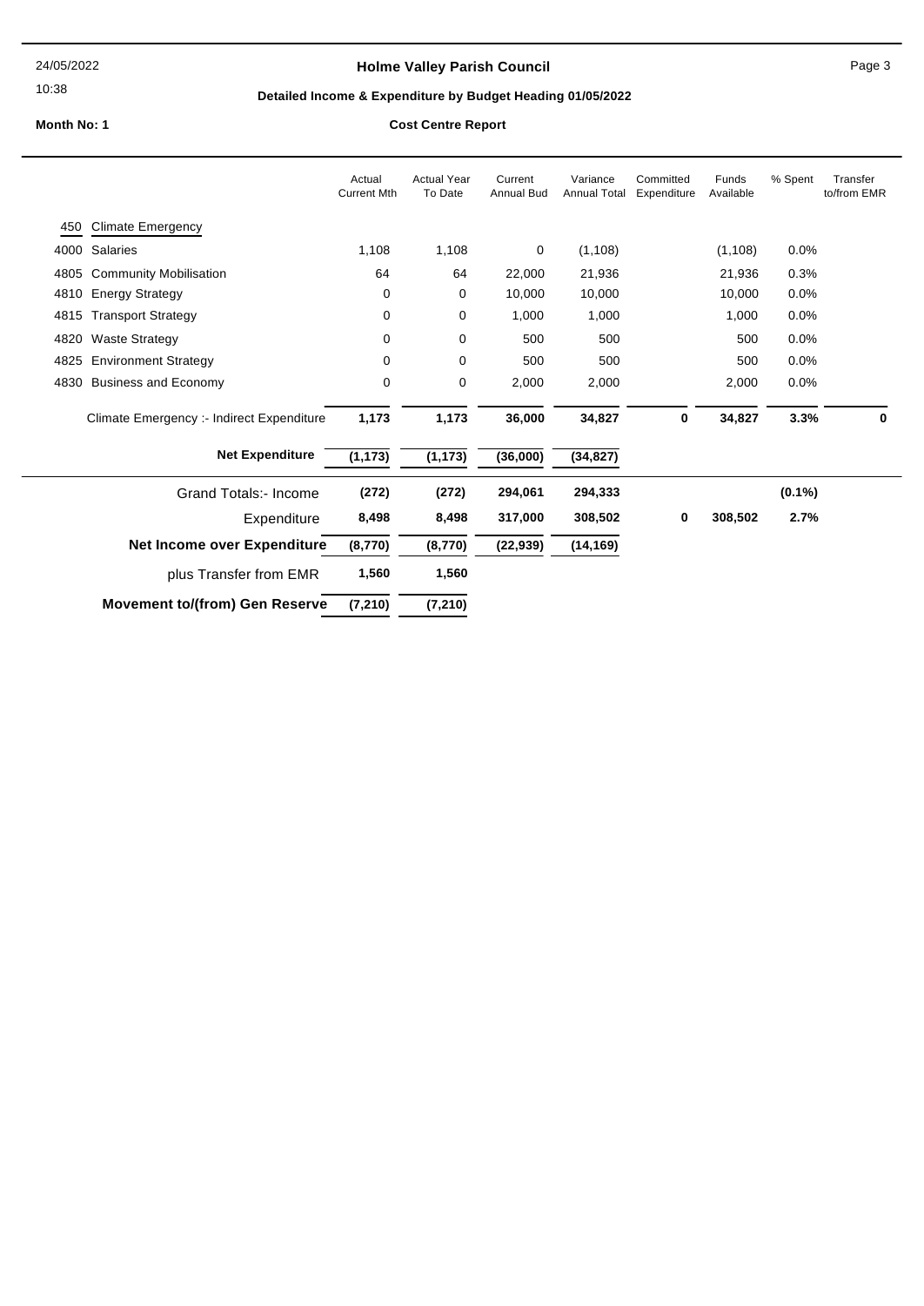24/05/2022

10:38

**Holme Valley Parish Council**

**Detailed Income & Expenditure by Budget Heading 01/05/2022**

**Month No: 1** **Cost Centre Report**

| | Actual Current Mth | Actual Year To Date | Current Annual Bud | Variance Annual Total | Committed Expenditure | Funds Available | % Spent | Transfer to/from EMR |
|---|---|---|---|---|---|---|---|---|
| 450 Climate Emergency | | | | | | | | |
| 4000 Salaries | 1,108 | 1,108 | 0 | (1,108) | | (1,108) | 0.0% | |
| 4805 Community Mobilisation | 64 | 64 | 22,000 | 21,936 | | 21,936 | 0.3% | |
| 4810 Energy Strategy | 0 | 0 | 10,000 | 10,000 | | 10,000 | 0.0% | |
| 4815 Transport Strategy | 0 | 0 | 1,000 | 1,000 | | 1,000 | 0.0% | |
| 4820 Waste Strategy | 0 | 0 | 500 | 500 | | 500 | 0.0% | |
| 4825 Environment Strategy | 0 | 0 | 500 | 500 | | 500 | 0.0% | |
| 4830 Business and Economy | 0 | 0 | 2,000 | 2,000 | | 2,000 | 0.0% | |
| Climate Emergency :- Indirect Expenditure | **1,173** | **1,173** | **36,000** | **34,827** | **0** | **34,827** | **3.3%** | **0** |
| **Net Expenditure** | **(1,173)** | **(1,173)** | **(36,000)** | **(34,827)** | | | | |
| Grand Totals:- Income | **(272)** | **(272)** | **294,061** | **294,333** | | | **(0.1%)** | |
| Expenditure | **8,498** | **8,498** | **317,000** | **308,502** | **0** | **308,502** | **2.7%** | |
| **Net Income over Expenditure** | **(8,770)** | **(8,770)** | **(22,939)** | **(14,169)** | | | | |
| plus Transfer from EMR | **1,560** | **1,560** | | | | | | |
| **Movement to/(from) Gen Reserve** | **(7,210)** | **(7,210)** | | | | | | |